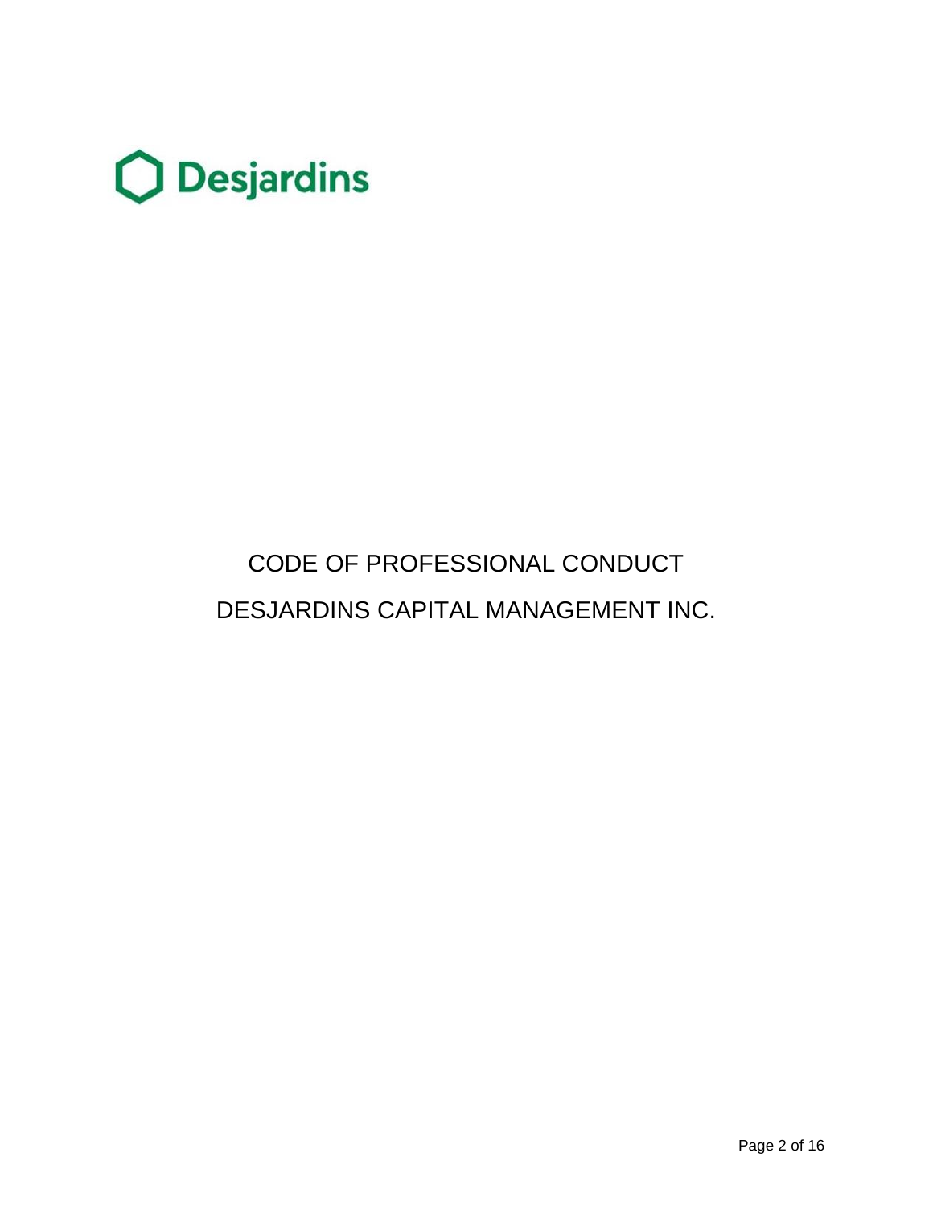Desjardins

# CODE OF PROFESSIONAL CONDUCT

# DESJARDINS CAPITAL MANAGEMENT INC.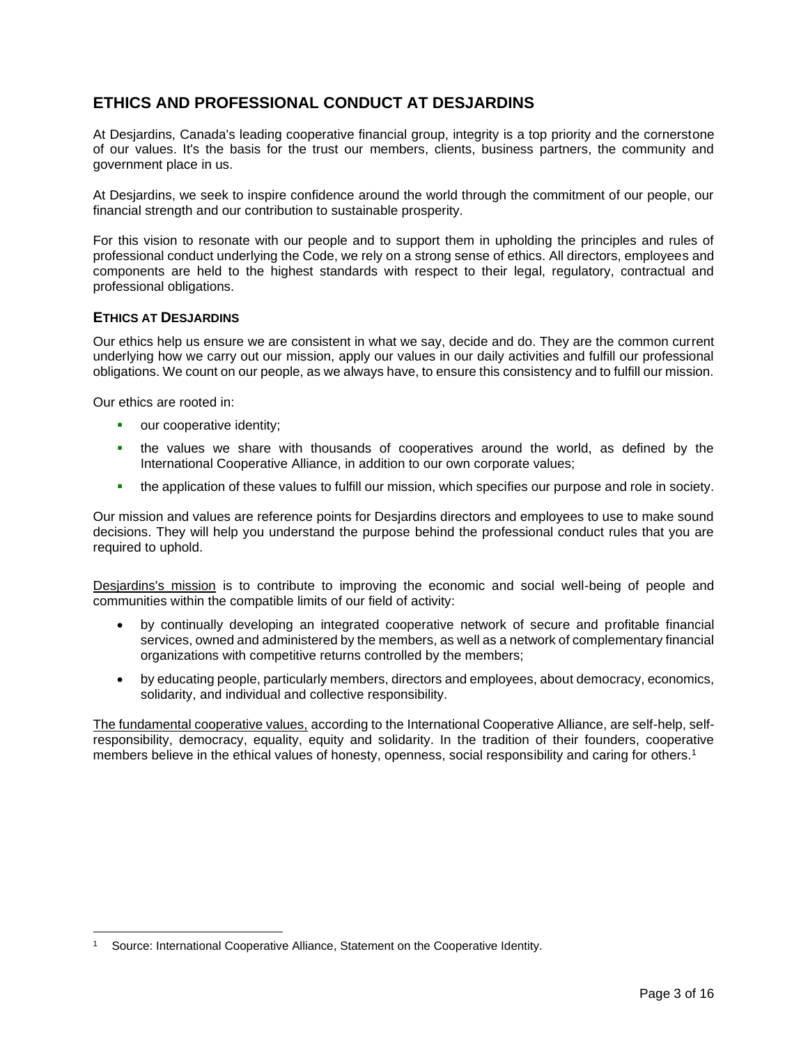# ETHICS AND PROFESSIONAL CONDUCT AT DESJARDINS

At Desjardins, Canada's leading cooperative financial group, integrity is a top priority and the cornerstone of our values. It's the basis for the trust our members, clients, business partners, the community and government place in us.

At Desjardins, we seek to inspire confidence around the world through the commitment of our people, our financial strength and our contribution to sustainable prosperity.

For this vision to resonate with our people and to support them in upholding the principles and rules of professional conduct underlying the Code, we rely on a strong sense of ethics. All directors, employees and components are held to the highest standards with respect to their legal, regulatory, contractual and professional obligations.

## ETHICS AT DESJARDINS

Our ethics help us ensure we are consistent in what we say, decide and do. They are the common current underlying how we carry out our mission, apply our values in our daily activities and fulfill our professional obligations. We count on our people, as we always have, to ensure this consistency and to fulfill our mission.

Our ethics are rooted in:

- our cooperative identity;
- the values we share with thousands of cooperatives around the world, as defined by the International Cooperative Alliance, in addition to our own corporate values;
- the application of these values to fulfill our mission, which specifies our purpose and role in society.

Our mission and values are reference points for Desjardins directors and employees to use to make sound decisions. They will help you understand the purpose behind the professional conduct rules that you are required to uphold.

Desjardins's mission is to contribute to improving the economic and social well-being of people and communities within the compatible limits of our field of activity:

- by continually developing an integrated cooperative network of secure and profitable financial services, owned and administered by the members, as well as a network of complementary financial organizations with competitive returns controlled by the members;
- by educating people, particularly members, directors and employees, about democracy, economics, solidarity, and individual and collective responsibility.

The fundamental cooperative values, according to the International Cooperative Alliance, are self-help, self-responsibility, democracy, equality, equity and solidarity. In the tradition of their founders, cooperative members believe in the ethical values of honesty, openness, social responsibility and caring for others.[1]

[1] Source: International Cooperative Alliance, Statement on the Cooperative Identity.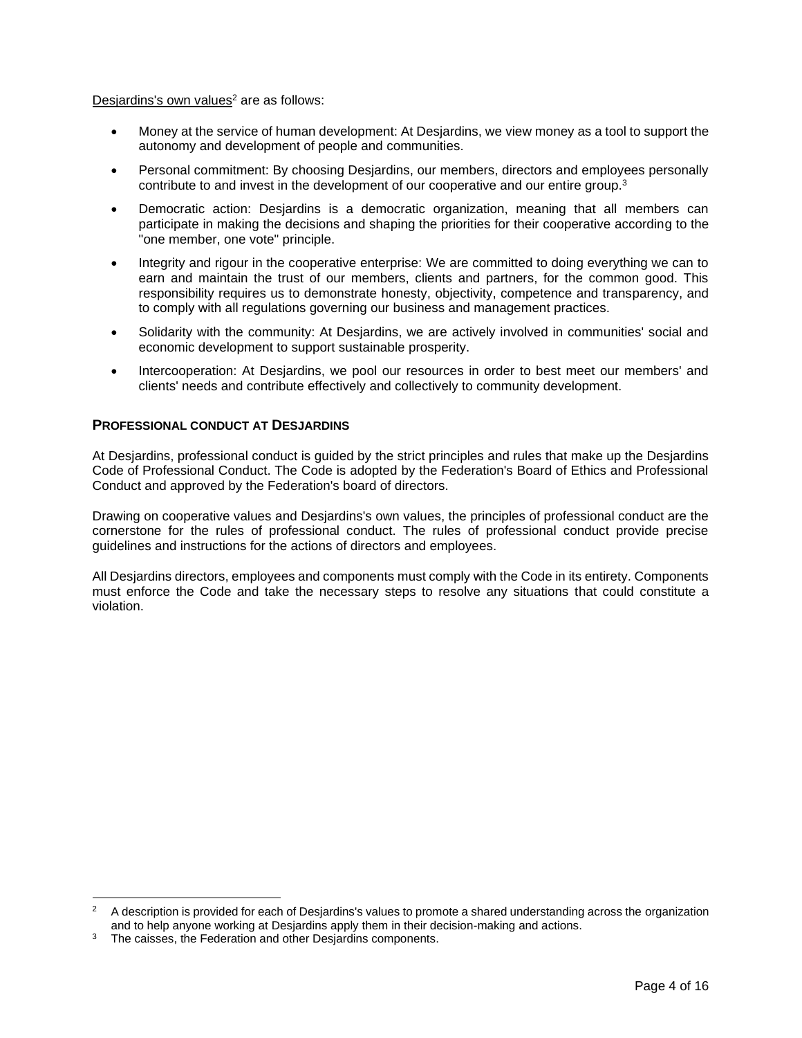Desjardins's own values[2] are as follows:

- Money at the service of human development: At Desjardins, we view money as a tool to support the autonomy and development of people and communities.
- Personal commitment: By choosing Desjardins, our members, directors and employees personally contribute to and invest in the development of our cooperative and our entire group.[3]
- Democratic action: Desjardins is a democratic organization, meaning that all members can participate in making the decisions and shaping the priorities for their cooperative according to the "one member, one vote" principle.
- Integrity and rigour in the cooperative enterprise: We are committed to doing everything we can to earn and maintain the trust of our members, clients and partners, for the common good. This responsibility requires us to demonstrate honesty, objectivity, competence and transparency, and to comply with all regulations governing our business and management practices.
- Solidarity with the community: At Desjardins, we are actively involved in communities' social and economic development to support sustainable prosperity.
- Intercooperation: At Desjardins, we pool our resources in order to best meet our members' and clients' needs and contribute effectively and collectively to community development.

## PROFESSIONAL CONDUCT AT DESJARDINS

At Desjardins, professional conduct is guided by the strict principles and rules that make up the Desjardins Code of Professional Conduct. The Code is adopted by the Federation's Board of Ethics and Professional Conduct and approved by the Federation's board of directors.

Drawing on cooperative values and Desjardins's own values, the principles of professional conduct are the cornerstone for the rules of professional conduct. The rules of professional conduct provide precise guidelines and instructions for the actions of directors and employees.

All Desjardins directors, employees and components must comply with the Code in its entirety. Components must enforce the Code and take the necessary steps to resolve any situations that could constitute a violation.

---

[2] A description is provided for each of Desjardins's values to promote a shared understanding across the organization and to help anyone working at Desjardins apply them in their decision-making and actions.

[3] The caisses, the Federation and other Desjardins components.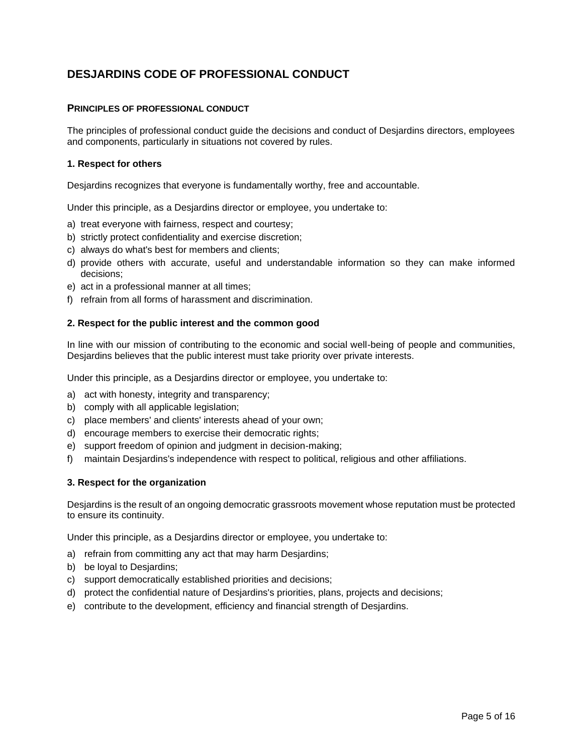# DESJARDINS CODE OF PROFESSIONAL CONDUCT

## PRINCIPLES OF PROFESSIONAL CONDUCT

The principles of professional conduct guide the decisions and conduct of Desjardins directors, employees and components, particularly in situations not covered by rules.

### 1. Respect for others

Desjardins recognizes that everyone is fundamentally worthy, free and accountable.

Under this principle, as a Desjardins director or employee, you undertake to:

a) treat everyone with fairness, respect and courtesy;
b) strictly protect confidentiality and exercise discretion;
c) always do what's best for members and clients;
d) provide others with accurate, useful and understandable information so they can make informed decisions;
e) act in a professional manner at all times;
f) refrain from all forms of harassment and discrimination.

### 2. Respect for the public interest and the common good

In line with our mission of contributing to the economic and social well-being of people and communities, Desjardins believes that the public interest must take priority over private interests.

Under this principle, as a Desjardins director or employee, you undertake to:

a) act with honesty, integrity and transparency;
b) comply with all applicable legislation;
c) place members' and clients' interests ahead of your own;
d) encourage members to exercise their democratic rights;
e) support freedom of opinion and judgment in decision-making;
f) maintain Desjardins's independence with respect to political, religious and other affiliations.

### 3. Respect for the organization

Desjardins is the result of an ongoing democratic grassroots movement whose reputation must be protected to ensure its continuity.

Under this principle, as a Desjardins director or employee, you undertake to:

a) refrain from committing any act that may harm Desjardins;
b) be loyal to Desjardins;
c) support democratically established priorities and decisions;
d) protect the confidential nature of Desjardins's priorities, plans, projects and decisions;
e) contribute to the development, efficiency and financial strength of Desjardins.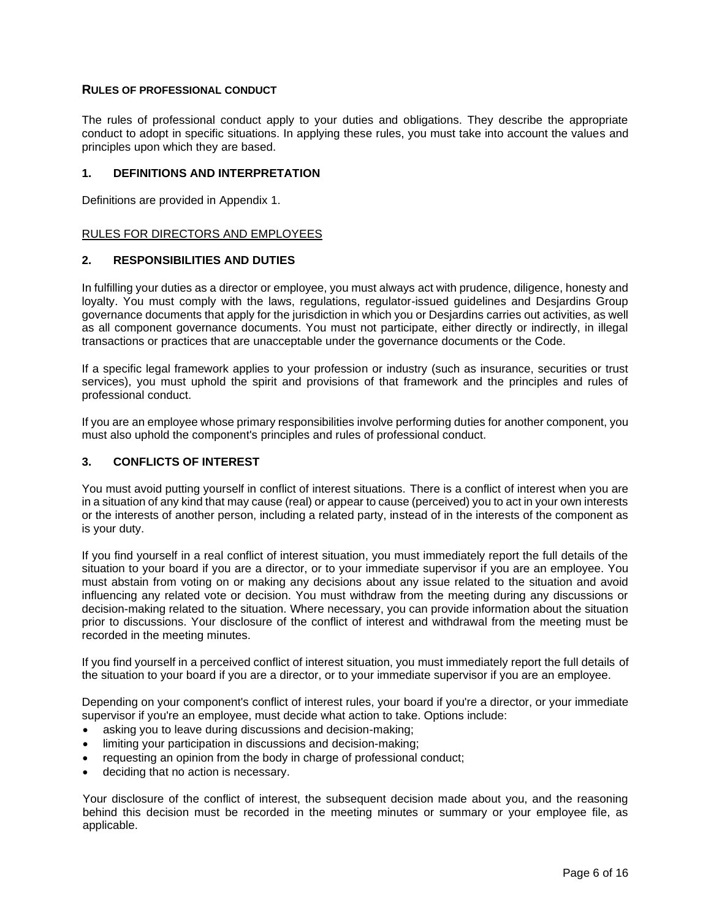## Rules of professional conduct

The rules of professional conduct apply to your duties and obligations. They describe the appropriate conduct to adopt in specific situations. In applying these rules, you must take into account the values and principles upon which they are based.

### 1. DEFINITIONS AND INTERPRETATION

Definitions are provided in Appendix 1.

RULES FOR DIRECTORS AND EMPLOYEES

### 2. RESPONSIBILITIES AND DUTIES

In fulfilling your duties as a director or employee, you must always act with prudence, diligence, honesty and loyalty. You must comply with the laws, regulations, regulator-issued guidelines and Desjardins Group governance documents that apply for the jurisdiction in which you or Desjardins carries out activities, as well as all component governance documents. You must not participate, either directly or indirectly, in illegal transactions or practices that are unacceptable under the governance documents or the Code.

If a specific legal framework applies to your profession or industry (such as insurance, securities or trust services), you must uphold the spirit and provisions of that framework and the principles and rules of professional conduct.

If you are an employee whose primary responsibilities involve performing duties for another component, you must also uphold the component's principles and rules of professional conduct.

### 3. CONFLICTS OF INTEREST

You must avoid putting yourself in conflict of interest situations. There is a conflict of interest when you are in a situation of any kind that may cause (real) or appear to cause (perceived) you to act in your own interests or the interests of another person, including a related party, instead of in the interests of the component as is your duty.

If you find yourself in a real conflict of interest situation, you must immediately report the full details of the situation to your board if you are a director, or to your immediate supervisor if you are an employee. You must abstain from voting on or making any decisions about any issue related to the situation and avoid influencing any related vote or decision. You must withdraw from the meeting during any discussions or decision-making related to the situation. Where necessary, you can provide information about the situation prior to discussions. Your disclosure of the conflict of interest and withdrawal from the meeting must be recorded in the meeting minutes.

If you find yourself in a perceived conflict of interest situation, you must immediately report the full details of the situation to your board if you are a director, or to your immediate supervisor if you are an employee.

Depending on your component's conflict of interest rules, your board if you're a director, or your immediate supervisor if you're an employee, must decide what action to take. Options include:

- asking you to leave during discussions and decision-making;
- limiting your participation in discussions and decision-making;
- requesting an opinion from the body in charge of professional conduct;
- deciding that no action is necessary.

Your disclosure of the conflict of interest, the subsequent decision made about you, and the reasoning behind this decision must be recorded in the meeting minutes or summary or your employee file, as applicable.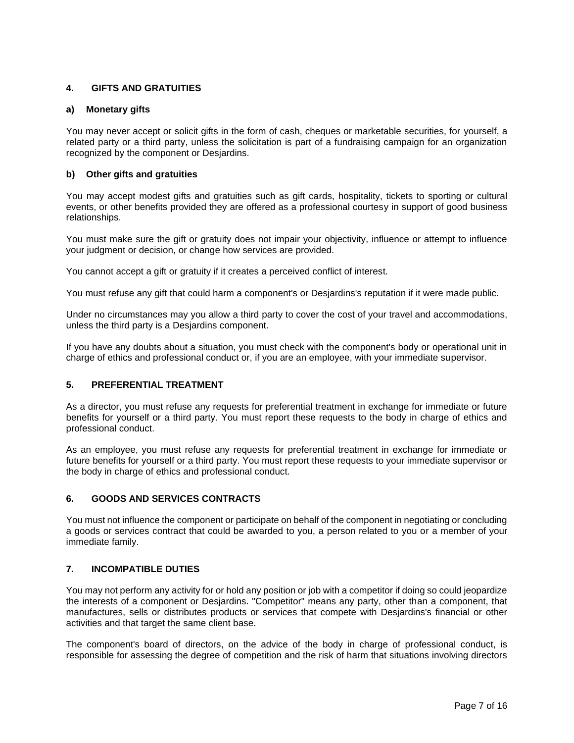## 4. GIFTS AND GRATUITIES

### a) Monetary gifts

You may never accept or solicit gifts in the form of cash, cheques or marketable securities, for yourself, a related party or a third party, unless the solicitation is part of a fundraising campaign for an organization recognized by the component or Desjardins.

### b) Other gifts and gratuities

You may accept modest gifts and gratuities such as gift cards, hospitality, tickets to sporting or cultural events, or other benefits provided they are offered as a professional courtesy in support of good business relationships.

You must make sure the gift or gratuity does not impair your objectivity, influence or attempt to influence your judgment or decision, or change how services are provided.

You cannot accept a gift or gratuity if it creates a perceived conflict of interest.

You must refuse any gift that could harm a component's or Desjardins's reputation if it were made public.

Under no circumstances may you allow a third party to cover the cost of your travel and accommodations, unless the third party is a Desjardins component.

If you have any doubts about a situation, you must check with the component's body or operational unit in charge of ethics and professional conduct or, if you are an employee, with your immediate supervisor.

## 5. PREFERENTIAL TREATMENT

As a director, you must refuse any requests for preferential treatment in exchange for immediate or future benefits for yourself or a third party. You must report these requests to the body in charge of ethics and professional conduct.

As an employee, you must refuse any requests for preferential treatment in exchange for immediate or future benefits for yourself or a third party. You must report these requests to your immediate supervisor or the body in charge of ethics and professional conduct.

## 6. GOODS AND SERVICES CONTRACTS

You must not influence the component or participate on behalf of the component in negotiating or concluding a goods or services contract that could be awarded to you, a person related to you or a member of your immediate family.

## 7. INCOMPATIBLE DUTIES

You may not perform any activity for or hold any position or job with a competitor if doing so could jeopardize the interests of a component or Desjardins. "Competitor" means any party, other than a component, that manufactures, sells or distributes products or services that compete with Desjardins's financial or other activities and that target the same client base.

The component's board of directors, on the advice of the body in charge of professional conduct, is responsible for assessing the degree of competition and the risk of harm that situations involving directors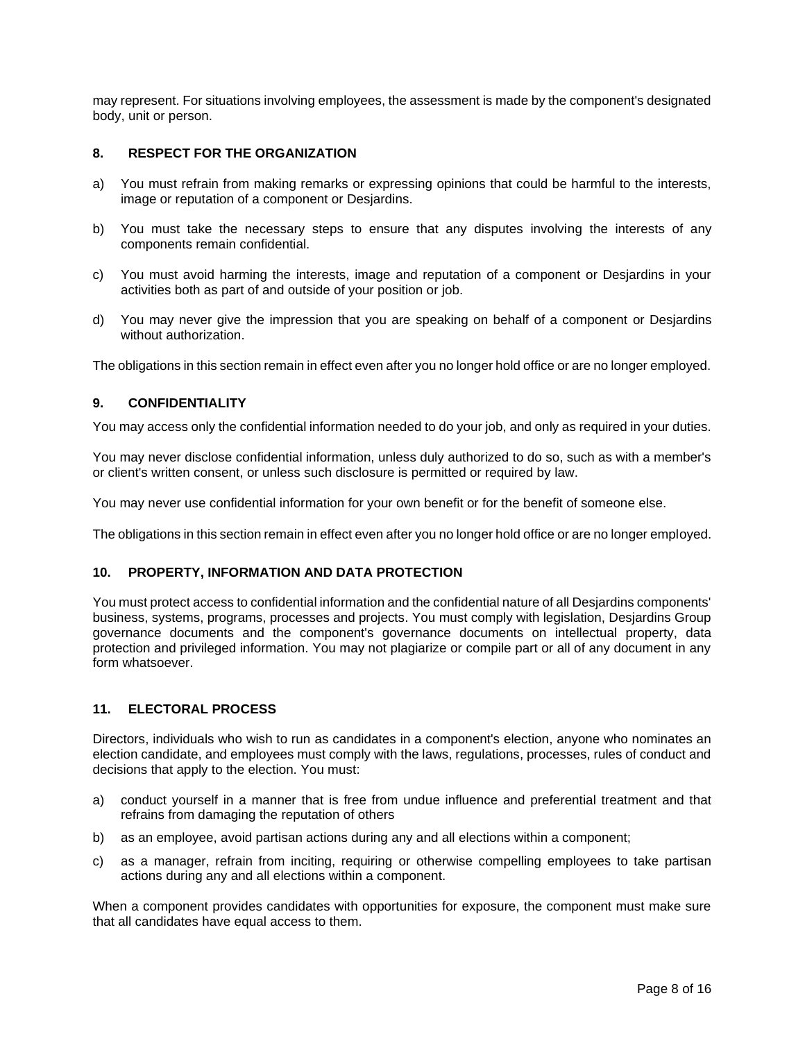may represent. For situations involving employees, the assessment is made by the component's designated body, unit or person.

## 8. RESPECT FOR THE ORGANIZATION

a) You must refrain from making remarks or expressing opinions that could be harmful to the interests, image or reputation of a component or Desjardins.

b) You must take the necessary steps to ensure that any disputes involving the interests of any components remain confidential.

c) You must avoid harming the interests, image and reputation of a component or Desjardins in your activities both as part of and outside of your position or job.

d) You may never give the impression that you are speaking on behalf of a component or Desjardins without authorization.

The obligations in this section remain in effect even after you no longer hold office or are no longer employed.

## 9. CONFIDENTIALITY

You may access only the confidential information needed to do your job, and only as required in your duties.

You may never disclose confidential information, unless duly authorized to do so, such as with a member's or client's written consent, or unless such disclosure is permitted or required by law.

You may never use confidential information for your own benefit or for the benefit of someone else.

The obligations in this section remain in effect even after you no longer hold office or are no longer employed.

## 10. PROPERTY, INFORMATION AND DATA PROTECTION

You must protect access to confidential information and the confidential nature of all Desjardins components' business, systems, programs, processes and projects. You must comply with legislation, Desjardins Group governance documents and the component's governance documents on intellectual property, data protection and privileged information. You may not plagiarize or compile part or all of any document in any form whatsoever.

## 11. ELECTORAL PROCESS

Directors, individuals who wish to run as candidates in a component's election, anyone who nominates an election candidate, and employees must comply with the laws, regulations, processes, rules of conduct and decisions that apply to the election. You must:

a) conduct yourself in a manner that is free from undue influence and preferential treatment and that refrains from damaging the reputation of others

b) as an employee, avoid partisan actions during any and all elections within a component;

c) as a manager, refrain from inciting, requiring or otherwise compelling employees to take partisan actions during any and all elections within a component.

When a component provides candidates with opportunities for exposure, the component must make sure that all candidates have equal access to them.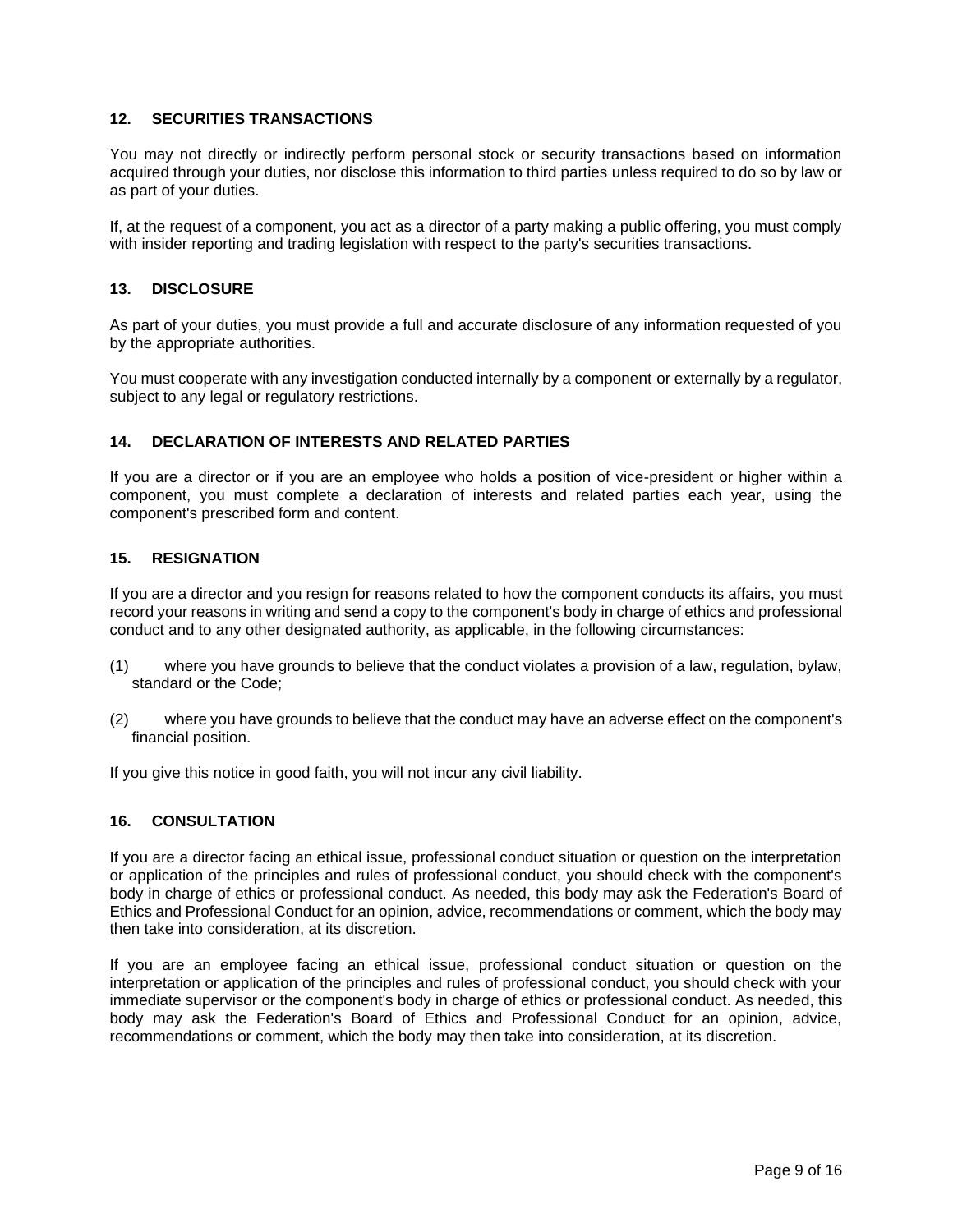## 12. SECURITIES TRANSACTIONS

You may not directly or indirectly perform personal stock or security transactions based on information acquired through your duties, nor disclose this information to third parties unless required to do so by law or as part of your duties.

If, at the request of a component, you act as a director of a party making a public offering, you must comply with insider reporting and trading legislation with respect to the party's securities transactions.

## 13. DISCLOSURE

As part of your duties, you must provide a full and accurate disclosure of any information requested of you by the appropriate authorities.

You must cooperate with any investigation conducted internally by a component or externally by a regulator, subject to any legal or regulatory restrictions.

## 14. DECLARATION OF INTERESTS AND RELATED PARTIES

If you are a director or if you are an employee who holds a position of vice-president or higher within a component, you must complete a declaration of interests and related parties each year, using the component's prescribed form and content.

## 15. RESIGNATION

If you are a director and you resign for reasons related to how the component conducts its affairs, you must record your reasons in writing and send a copy to the component's body in charge of ethics and professional conduct and to any other designated authority, as applicable, in the following circumstances:

(1) where you have grounds to believe that the conduct violates a provision of a law, regulation, bylaw, standard or the Code;

(2) where you have grounds to believe that the conduct may have an adverse effect on the component's financial position.

If you give this notice in good faith, you will not incur any civil liability.

## 16. CONSULTATION

If you are a director facing an ethical issue, professional conduct situation or question on the interpretation or application of the principles and rules of professional conduct, you should check with the component's body in charge of ethics or professional conduct. As needed, this body may ask the Federation's Board of Ethics and Professional Conduct for an opinion, advice, recommendations or comment, which the body may then take into consideration, at its discretion.

If you are an employee facing an ethical issue, professional conduct situation or question on the interpretation or application of the principles and rules of professional conduct, you should check with your immediate supervisor or the component's body in charge of ethics or professional conduct. As needed, this body may ask the Federation's Board of Ethics and Professional Conduct for an opinion, advice, recommendations or comment, which the body may then take into consideration, at its discretion.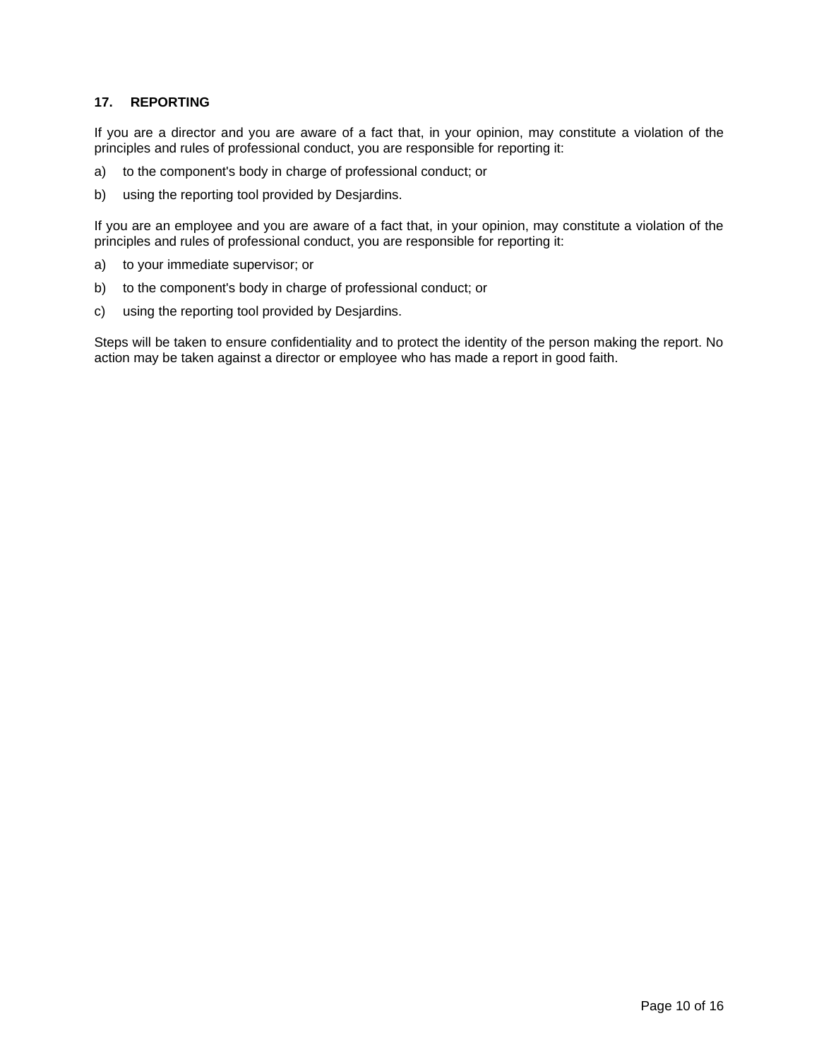## 17. REPORTING

If you are a director and you are aware of a fact that, in your opinion, may constitute a violation of the principles and rules of professional conduct, you are responsible for reporting it:

a) to the component's body in charge of professional conduct; or

b) using the reporting tool provided by Desjardins.

If you are an employee and you are aware of a fact that, in your opinion, may constitute a violation of the principles and rules of professional conduct, you are responsible for reporting it:

a) to your immediate supervisor; or

b) to the component's body in charge of professional conduct; or

c) using the reporting tool provided by Desjardins.

Steps will be taken to ensure confidentiality and to protect the identity of the person making the report. No action may be taken against a director or employee who has made a report in good faith.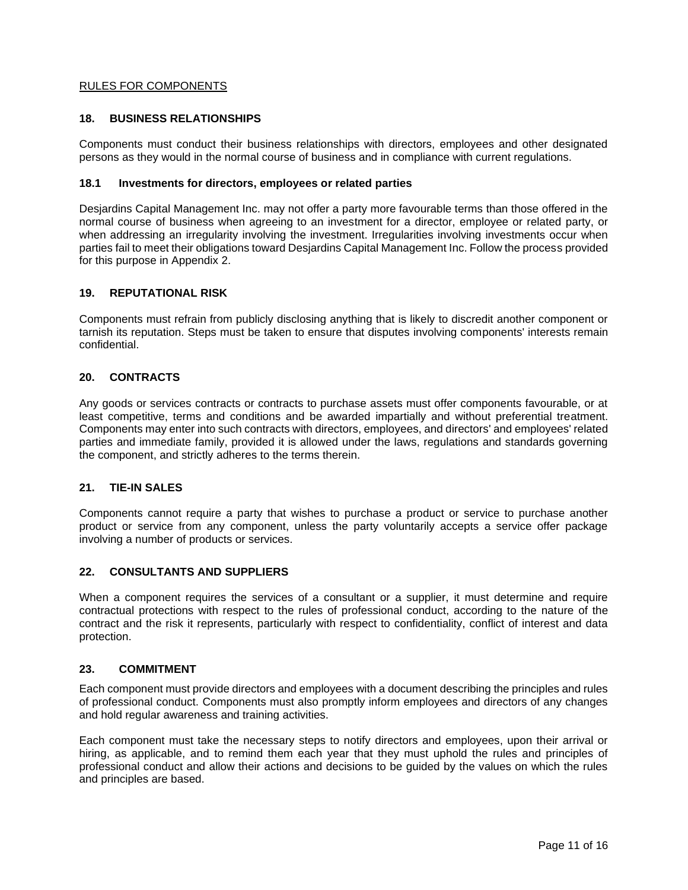RULES FOR COMPONENTS

## 18. BUSINESS RELATIONSHIPS

Components must conduct their business relationships with directors, employees and other designated persons as they would in the normal course of business and in compliance with current regulations.

### 18.1 Investments for directors, employees or related parties

Desjardins Capital Management Inc. may not offer a party more favourable terms than those offered in the normal course of business when agreeing to an investment for a director, employee or related party, or when addressing an irregularity involving the investment. Irregularities involving investments occur when parties fail to meet their obligations toward Desjardins Capital Management Inc. Follow the process provided for this purpose in Appendix 2.

## 19. REPUTATIONAL RISK

Components must refrain from publicly disclosing anything that is likely to discredit another component or tarnish its reputation. Steps must be taken to ensure that disputes involving components' interests remain confidential.

## 20. CONTRACTS

Any goods or services contracts or contracts to purchase assets must offer components favourable, or at least competitive, terms and conditions and be awarded impartially and without preferential treatment. Components may enter into such contracts with directors, employees, and directors' and employees' related parties and immediate family, provided it is allowed under the laws, regulations and standards governing the component, and strictly adheres to the terms therein.

## 21. TIE-IN SALES

Components cannot require a party that wishes to purchase a product or service to purchase another product or service from any component, unless the party voluntarily accepts a service offer package involving a number of products or services.

## 22. CONSULTANTS AND SUPPLIERS

When a component requires the services of a consultant or a supplier, it must determine and require contractual protections with respect to the rules of professional conduct, according to the nature of the contract and the risk it represents, particularly with respect to confidentiality, conflict of interest and data protection.

## 23. COMMITMENT

Each component must provide directors and employees with a document describing the principles and rules of professional conduct. Components must also promptly inform employees and directors of any changes and hold regular awareness and training activities.

Each component must take the necessary steps to notify directors and employees, upon their arrival or hiring, as applicable, and to remind them each year that they must uphold the rules and principles of professional conduct and allow their actions and decisions to be guided by the values on which the rules and principles are based.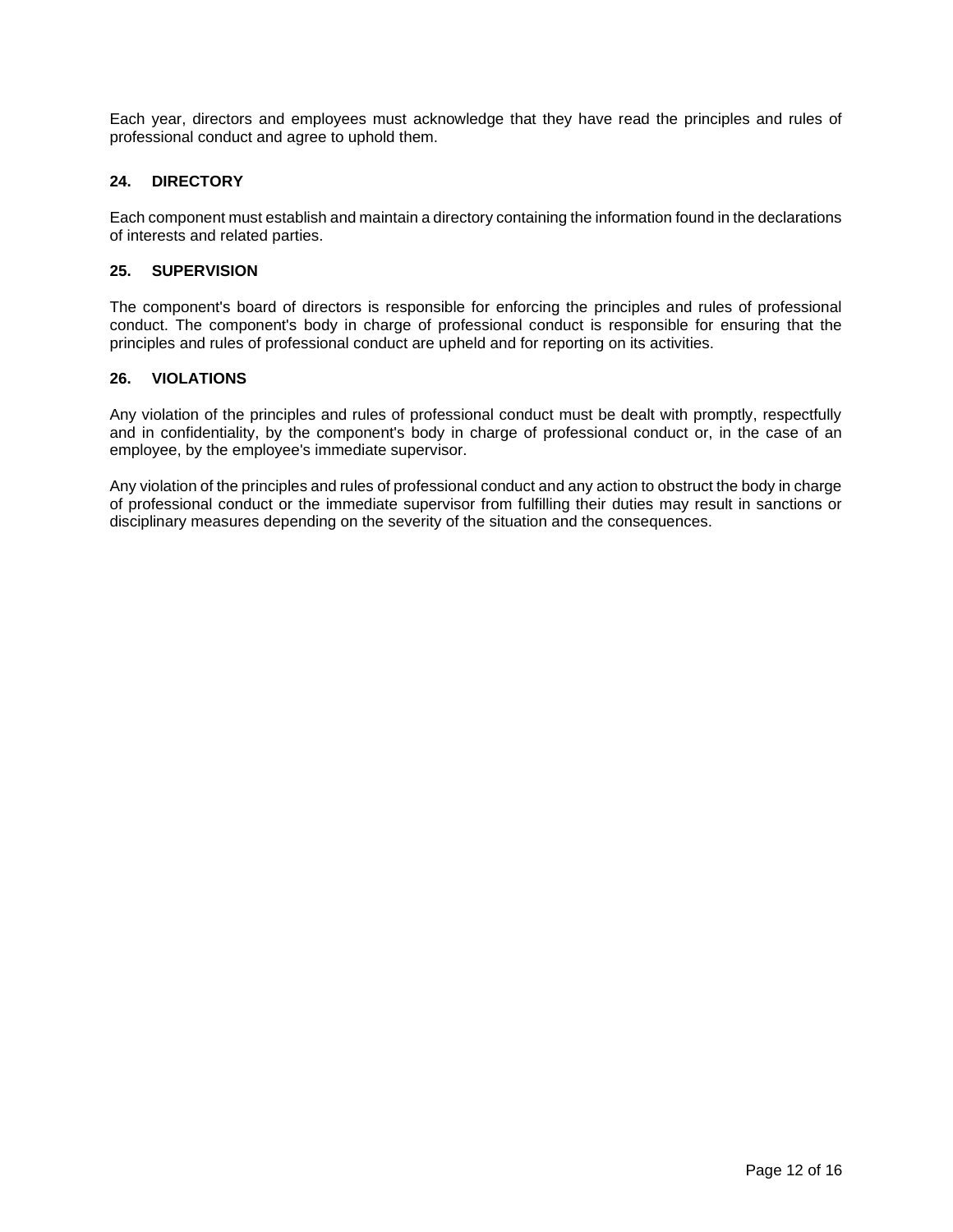Each year, directors and employees must acknowledge that they have read the principles and rules of professional conduct and agree to uphold them.

## 24. DIRECTORY

Each component must establish and maintain a directory containing the information found in the declarations of interests and related parties.

## 25. SUPERVISION

The component's board of directors is responsible for enforcing the principles and rules of professional conduct. The component's body in charge of professional conduct is responsible for ensuring that the principles and rules of professional conduct are upheld and for reporting on its activities.

## 26. VIOLATIONS

Any violation of the principles and rules of professional conduct must be dealt with promptly, respectfully and in confidentiality, by the component's body in charge of professional conduct or, in the case of an employee, by the employee's immediate supervisor.

Any violation of the principles and rules of professional conduct and any action to obstruct the body in charge of professional conduct or the immediate supervisor from fulfilling their duties may result in sanctions or disciplinary measures depending on the severity of the situation and the consequences.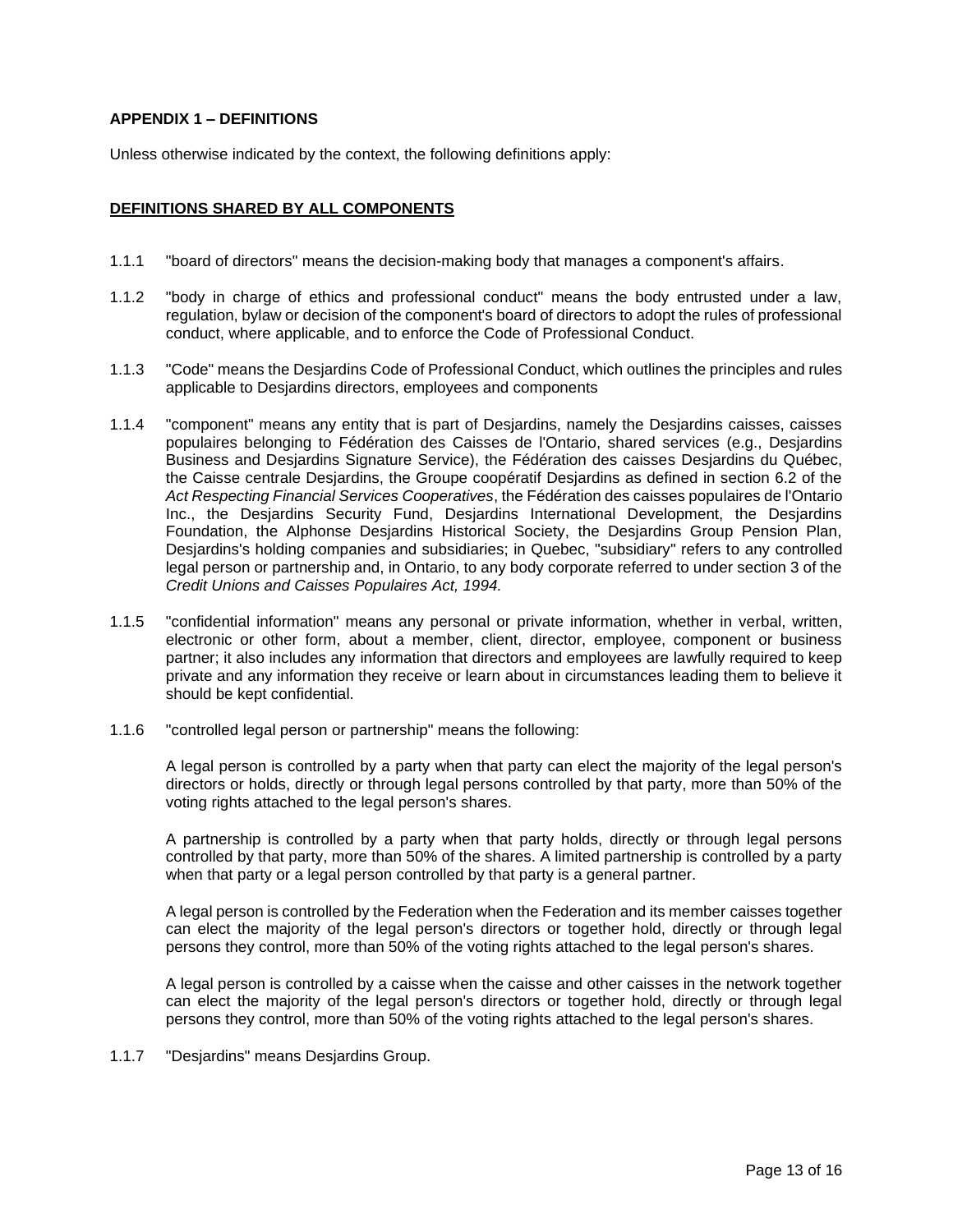## APPENDIX 1 – DEFINITIONS

Unless otherwise indicated by the context, the following definitions apply:

### DEFINITIONS SHARED BY ALL COMPONENTS

1.1.1 "board of directors" means the decision-making body that manages a component's affairs.

1.1.2 "body in charge of ethics and professional conduct" means the body entrusted under a law, regulation, bylaw or decision of the component's board of directors to adopt the rules of professional conduct, where applicable, and to enforce the Code of Professional Conduct.

1.1.3 "Code" means the Desjardins Code of Professional Conduct, which outlines the principles and rules applicable to Desjardins directors, employees and components

1.1.4 "component" means any entity that is part of Desjardins, namely the Desjardins caisses, caisses populaires belonging to Fédération des Caisses de l'Ontario, shared services (e.g., Desjardins Business and Desjardins Signature Service), the Fédération des caisses Desjardins du Québec, the Caisse centrale Desjardins, the Groupe coopératif Desjardins as defined in section 6.2 of the *Act Respecting Financial Services Cooperatives*, the Fédération des caisses populaires de l'Ontario Inc., the Desjardins Security Fund, Desjardins International Development, the Desjardins Foundation, the Alphonse Desjardins Historical Society, the Desjardins Group Pension Plan, Desjardins's holding companies and subsidiaries; in Quebec, "subsidiary" refers to any controlled legal person or partnership and, in Ontario, to any body corporate referred to under section 3 of the *Credit Unions and Caisses Populaires Act, 1994.*

1.1.5 "confidential information" means any personal or private information, whether in verbal, written, electronic or other form, about a member, client, director, employee, component or business partner; it also includes any information that directors and employees are lawfully required to keep private and any information they receive or learn about in circumstances leading them to believe it should be kept confidential.

1.1.6 "controlled legal person or partnership" means the following:

A legal person is controlled by a party when that party can elect the majority of the legal person's directors or holds, directly or through legal persons controlled by that party, more than 50% of the voting rights attached to the legal person's shares.

A partnership is controlled by a party when that party holds, directly or through legal persons controlled by that party, more than 50% of the shares. A limited partnership is controlled by a party when that party or a legal person controlled by that party is a general partner.

A legal person is controlled by the Federation when the Federation and its member caisses together can elect the majority of the legal person's directors or together hold, directly or through legal persons they control, more than 50% of the voting rights attached to the legal person's shares.

A legal person is controlled by a caisse when the caisse and other caisses in the network together can elect the majority of the legal person's directors or together hold, directly or through legal persons they control, more than 50% of the voting rights attached to the legal person's shares.

1.1.7 "Desjardins" means Desjardins Group.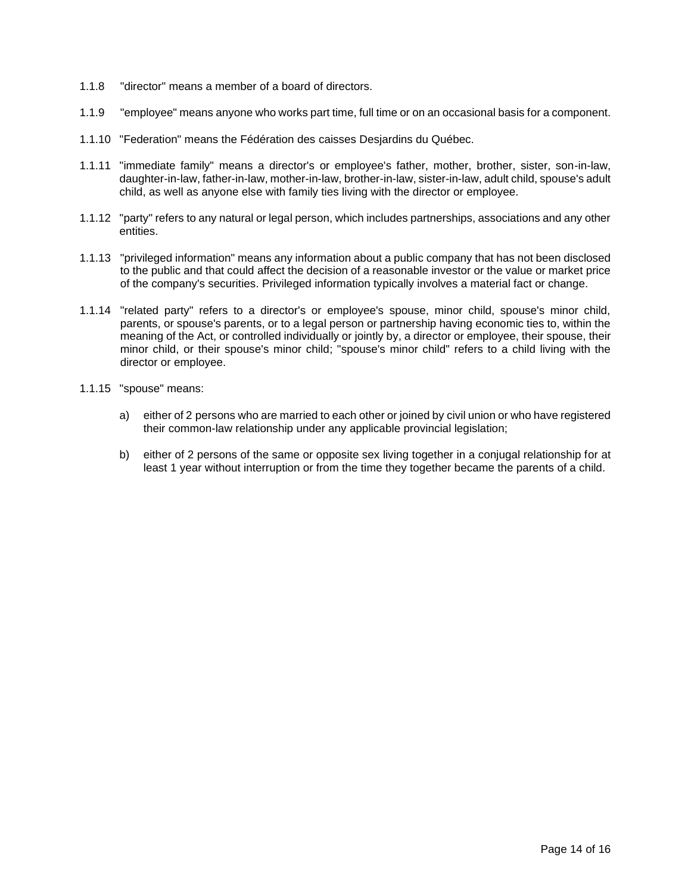1.1.8 "director" means a member of a board of directors.

1.1.9 "employee" means anyone who works part time, full time or on an occasional basis for a component.

1.1.10 "Federation" means the Fédération des caisses Desjardins du Québec.

1.1.11 "immediate family" means a director's or employee's father, mother, brother, sister, son-in-law, daughter-in-law, father-in-law, mother-in-law, brother-in-law, sister-in-law, adult child, spouse's adult child, as well as anyone else with family ties living with the director or employee.

1.1.12 "party" refers to any natural or legal person, which includes partnerships, associations and any other entities.

1.1.13 "privileged information" means any information about a public company that has not been disclosed to the public and that could affect the decision of a reasonable investor or the value or market price of the company's securities. Privileged information typically involves a material fact or change.

1.1.14 "related party" refers to a director's or employee's spouse, minor child, spouse's minor child, parents, or spouse's parents, or to a legal person or partnership having economic ties to, within the meaning of the Act, or controlled individually or jointly by, a director or employee, their spouse, their minor child, or their spouse's minor child; "spouse's minor child" refers to a child living with the director or employee.

1.1.15 "spouse" means:

a) either of 2 persons who are married to each other or joined by civil union or who have registered their common-law relationship under any applicable provincial legislation;

b) either of 2 persons of the same or opposite sex living together in a conjugal relationship for at least 1 year without interruption or from the time they together became the parents of a child.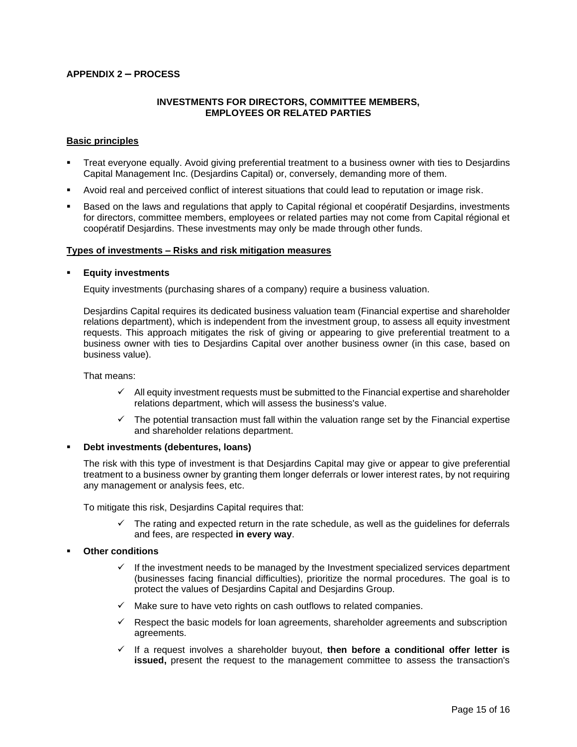**APPENDIX 2 – PROCESS**

**INVESTMENTS FOR DIRECTORS, COMMITTEE MEMBERS, EMPLOYEES OR RELATED PARTIES**

**Basic principles**

- Treat everyone equally. Avoid giving preferential treatment to a business owner with ties to Desjardins Capital Management Inc. (Desjardins Capital) or, conversely, demanding more of them.
- Avoid real and perceived conflict of interest situations that could lead to reputation or image risk.
- Based on the laws and regulations that apply to Capital régional et coopératif Desjardins, investments for directors, committee members, employees or related parties may not come from Capital régional et coopératif Desjardins. These investments may only be made through other funds.

**Types of investments – Risks and risk mitigation measures**

- **Equity investments**

  Equity investments (purchasing shares of a company) require a business valuation.

  Desjardins Capital requires its dedicated business valuation team (Financial expertise and shareholder relations department), which is independent from the investment group, to assess all equity investment requests. This approach mitigates the risk of giving or appearing to give preferential treatment to a business owner with ties to Desjardins Capital over another business owner (in this case, based on business value).

  That means:

  - ✓ All equity investment requests must be submitted to the Financial expertise and shareholder relations department, which will assess the business's value.
  - ✓ The potential transaction must fall within the valuation range set by the Financial expertise and shareholder relations department.

- **Debt investments (debentures, loans)**

  The risk with this type of investment is that Desjardins Capital may give or appear to give preferential treatment to a business owner by granting them longer deferrals or lower interest rates, by not requiring any management or analysis fees, etc.

  To mitigate this risk, Desjardins Capital requires that:

  - ✓ The rating and expected return in the rate schedule, as well as the guidelines for deferrals and fees, are respected **in every way**.

- **Other conditions**

  - ✓ If the investment needs to be managed by the Investment specialized services department (businesses facing financial difficulties), prioritize the normal procedures. The goal is to protect the values of Desjardins Capital and Desjardins Group.
  - ✓ Make sure to have veto rights on cash outflows to related companies.
  - ✓ Respect the basic models for loan agreements, shareholder agreements and subscription agreements.
  - ✓ If a request involves a shareholder buyout, **then before a conditional offer letter is issued,** present the request to the management committee to assess the transaction's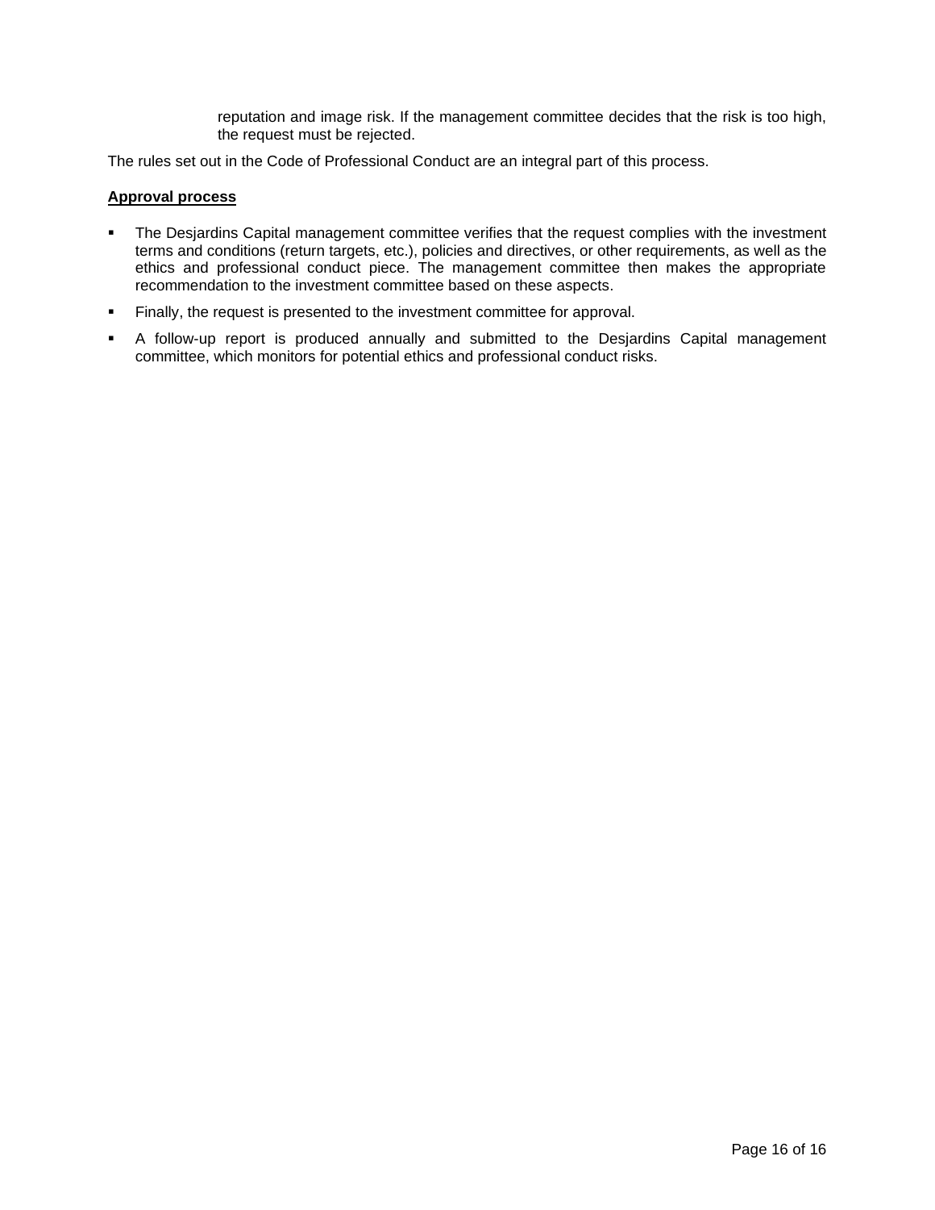reputation and image risk. If the management committee decides that the risk is too high, the request must be rejected.

The rules set out in the Code of Professional Conduct are an integral part of this process.

**Approval process**

- The Desjardins Capital management committee verifies that the request complies with the investment terms and conditions (return targets, etc.), policies and directives, or other requirements, as well as the ethics and professional conduct piece. The management committee then makes the appropriate recommendation to the investment committee based on these aspects.
- Finally, the request is presented to the investment committee for approval.
- A follow-up report is produced annually and submitted to the Desjardins Capital management committee, which monitors for potential ethics and professional conduct risks.